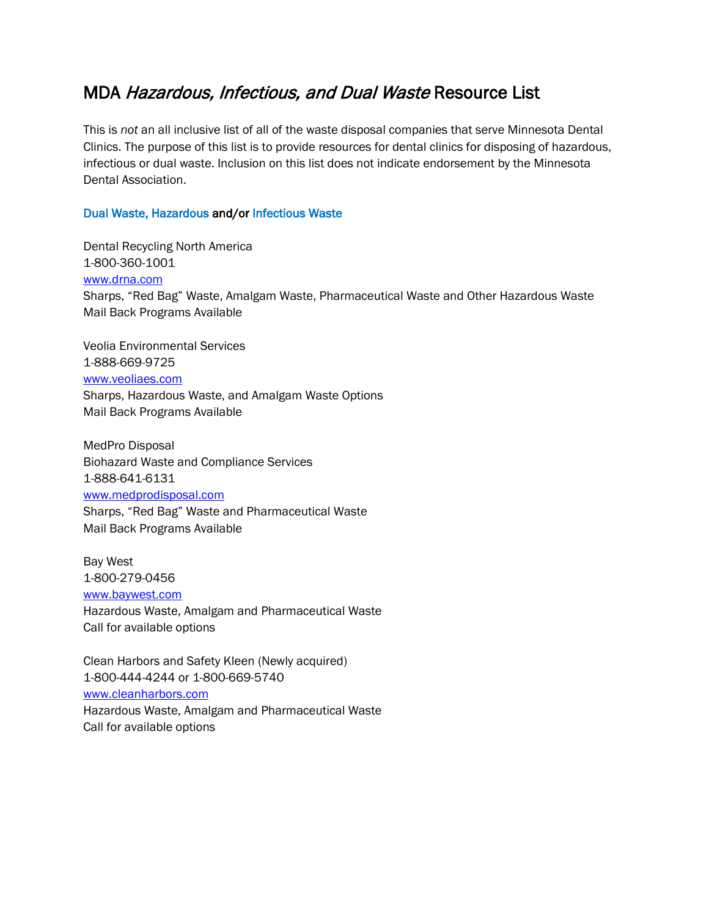# MDA *Hazardous, Infectious, and Dual Waste* Resource List

This is *not* an all inclusive list of all of the waste disposal companies that serve Minnesota Dental Clinics. The purpose of this list is to provide resources for dental clinics for disposing of hazardous, infectious or dual waste. Inclusion on this list does not indicate endorsement by the Minnesota Dental Association.

## Dual Waste, Hazardous and/or Infectious Waste

Dental Recycling North America
1-800-360-1001
www.drna.com
Sharps, "Red Bag" Waste, Amalgam Waste, Pharmaceutical Waste and Other Hazardous Waste
Mail Back Programs Available

Veolia Environmental Services
1-888-669-9725
www.veoliaes.com
Sharps, Hazardous Waste, and Amalgam Waste Options
Mail Back Programs Available

MedPro Disposal
Biohazard Waste and Compliance Services
1-888-641-6131
www.medprodisposal.com
Sharps, "Red Bag" Waste and Pharmaceutical Waste
Mail Back Programs Available

Bay West
1-800-279-0456
www.baywest.com
Hazardous Waste, Amalgam and Pharmaceutical Waste
Call for available options

Clean Harbors and Safety Kleen (Newly acquired)
1-800-444-4244 or 1-800-669-5740
www.cleanharbors.com
Hazardous Waste, Amalgam and Pharmaceutical Waste
Call for available options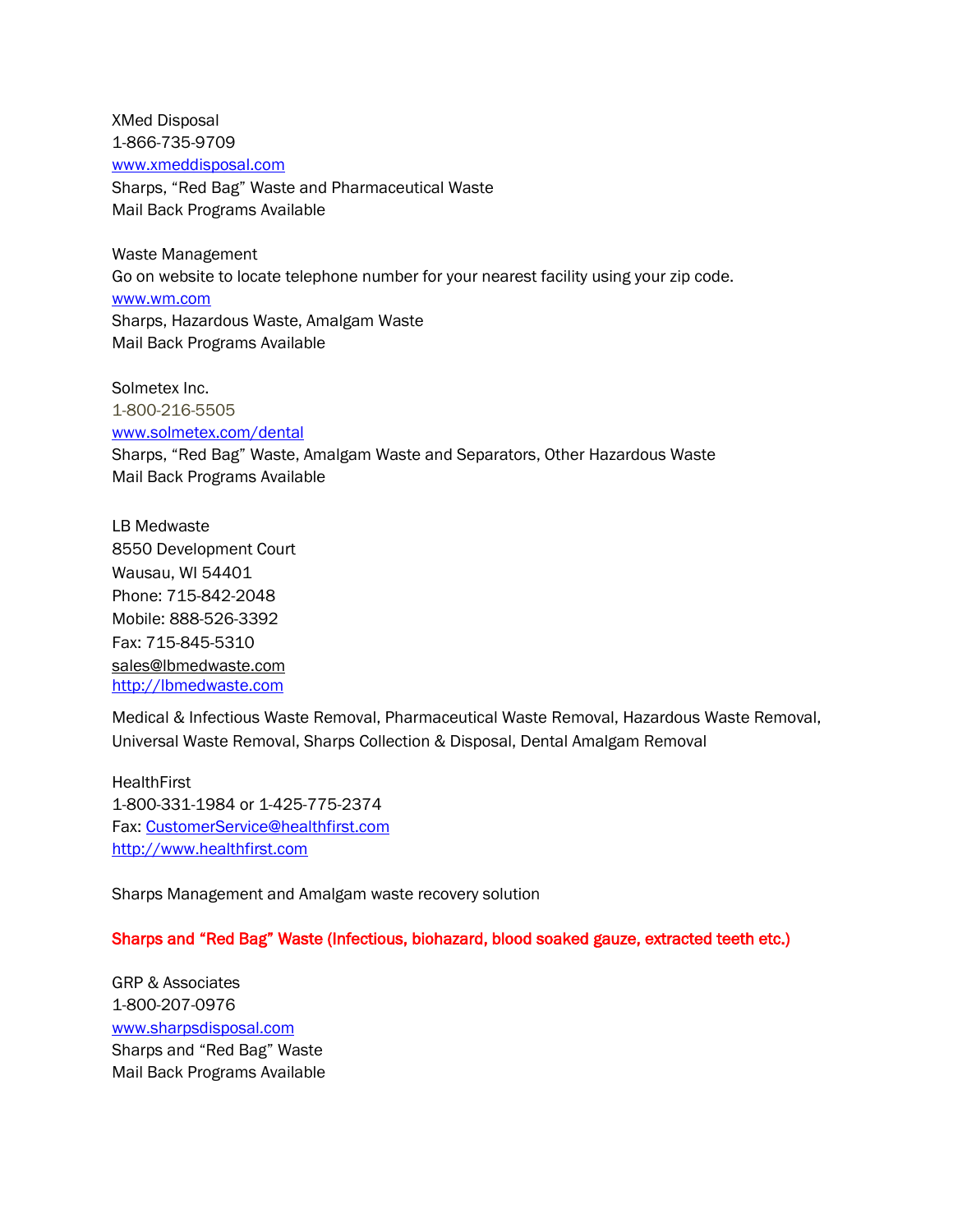XMed Disposal
1-866-735-9709
www.xmeddisposal.com
Sharps, "Red Bag" Waste and Pharmaceutical Waste
Mail Back Programs Available

Waste Management
Go on website to locate telephone number for your nearest facility using your zip code.
www.wm.com
Sharps, Hazardous Waste, Amalgam Waste
Mail Back Programs Available

Solmetex Inc.
1-800-216-5505
www.solmetex.com/dental
Sharps, "Red Bag" Waste, Amalgam Waste and Separators, Other Hazardous Waste
Mail Back Programs Available

LB Medwaste
8550 Development Court
Wausau, WI 54401
Phone: 715-842-2048
Mobile: 888-526-3392
Fax: 715-845-5310
sales@lbmedwaste.com
http://lbmedwaste.com

Medical & Infectious Waste Removal, Pharmaceutical Waste Removal, Hazardous Waste Removal, Universal Waste Removal, Sharps Collection & Disposal, Dental Amalgam Removal

HealthFirst
1-800-331-1984 or 1-425-775-2374
Fax: CustomerService@healthfirst.com
http://www.healthfirst.com

Sharps Management and Amalgam waste recovery solution

**Sharps and "Red Bag" Waste (Infectious, biohazard, blood soaked gauze, extracted teeth etc.)**

GRP & Associates
1-800-207-0976
www.sharpsdisposal.com
Sharps and "Red Bag" Waste
Mail Back Programs Available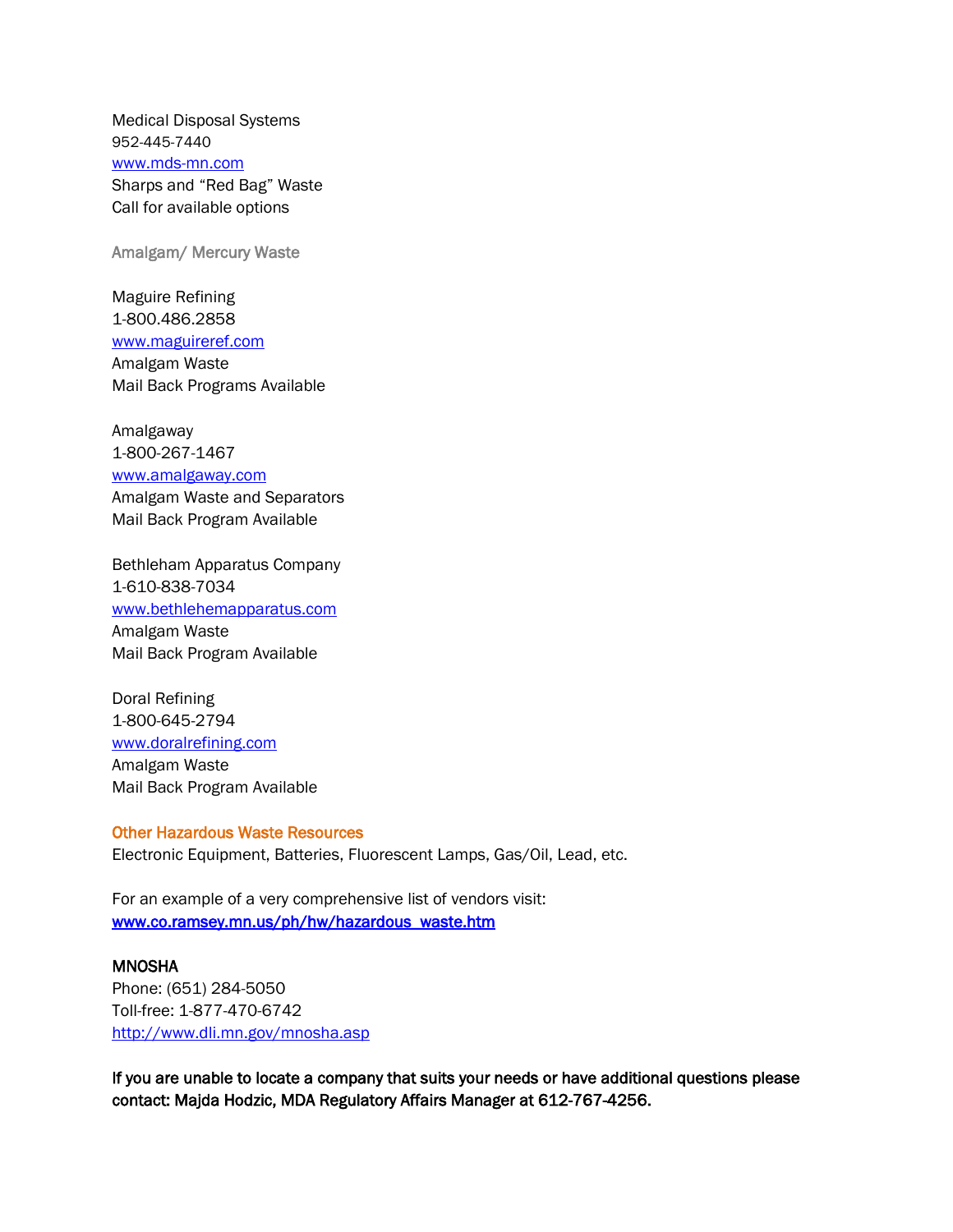Medical Disposal Systems
952-445-7440
[www.mds-mn.com](http://www.mds-mn.com)
Sharps and "Red Bag" Waste
Call for available options

### Amalgam/ Mercury Waste

Maguire Refining
1-800.486.2858
[www.maguireref.com](http://www.maguireref.com)
Amalgam Waste
Mail Back Programs Available

Amalgaway
1-800-267-1467
[www.amalgaway.com](http://www.amalgaway.com)
Amalgam Waste and Separators
Mail Back Program Available

Bethleham Apparatus Company
1-610-838-7034
[www.bethlehemapparatus.com](http://www.bethlehemapparatus.com)
Amalgam Waste
Mail Back Program Available

Doral Refining
1-800-645-2794
[www.doralrefining.com](http://www.doralrefining.com)
Amalgam Waste
Mail Back Program Available

### Other Hazardous Waste Resources

Electronic Equipment, Batteries, Fluorescent Lamps, Gas/Oil, Lead, etc.

For an example of a very comprehensive list of vendors visit:
**[www.co.ramsey.mn.us/ph/hw/hazardous_waste.htm](http://www.co.ramsey.mn.us/ph/hw/hazardous_waste.htm)**

**MNOSHA**
Phone: (651) 284-5050
Toll-free: 1-877-470-6742
[http://www.dli.mn.gov/mnosha.asp](http://www.dli.mn.gov/mnosha.asp)

**If you are unable to locate a company that suits your needs or have additional questions please contact: Majda Hodzic, MDA Regulatory Affairs Manager at 612-767-4256.**